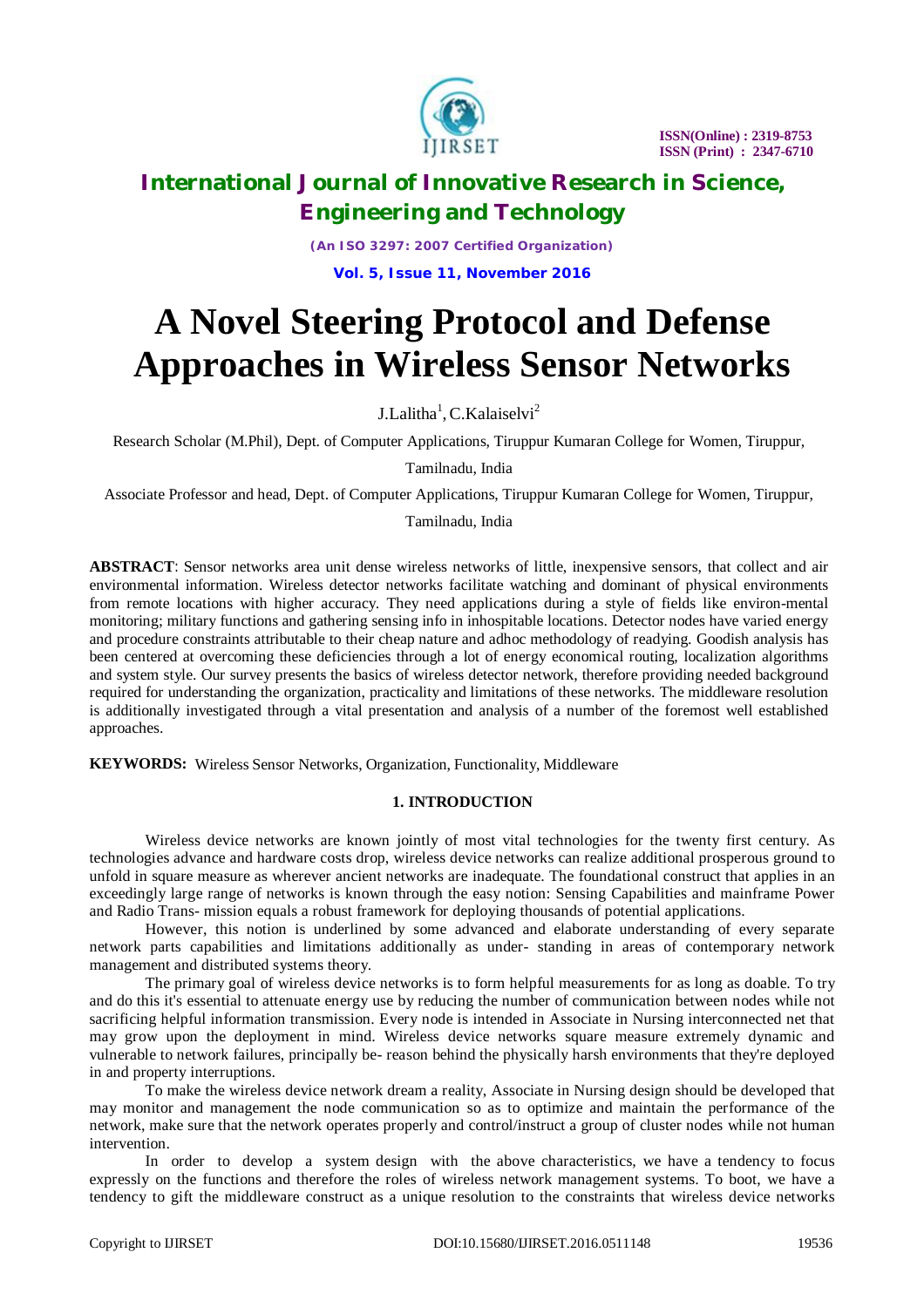# A Novel Steering Protocol and Defense Approaches in Wireless Sensor Networks

J.Lalitha[1], C.Kalaiselvi[2]

Research Scholar (M.Phil), Dept. of Computer Applications, Tiruppur Kumaran College for Women, Tiruppur, Tamilnadu, India

Associate Professor and head, Dept. of Computer Applications, Tiruppur Kumaran College for Women, Tiruppur, Tamilnadu, India

**ABSTRACT**: Sensor networks area unit dense wireless networks of little, inexpensive sensors, that collect and air environmental information. Wireless detector networks facilitate watching and dominant of physical environments from remote locations with higher accuracy. They need applications during a style of fields like environ-mental monitoring; military functions and gathering sensing info in inhospitable locations. Detector nodes have varied energy and procedure constraints attributable to their cheap nature and adhoc methodology of readying. Goodish analysis has been centered at overcoming these deficiencies through a lot of energy economical routing, localization algorithms and system style. Our survey presents the basics of wireless detector network, therefore providing needed background required for understanding the organization, practicality and limitations of these networks. The middleware resolution is additionally investigated through a vital presentation and analysis of a number of the foremost well established approaches.

**KEYWORDS:** Wireless Sensor Networks, Organization, Functionality, Middleware

## 1. INTRODUCTION

Wireless device networks are known jointly of most vital technologies for the twenty first century. As technologies advance and hardware costs drop, wireless device networks can realize additional prosperous ground to unfold in square measure as wherever ancient networks are inadequate. The foundational construct that applies in an exceedingly large range of networks is known through the easy notion: Sensing Capabilities and mainframe Power and Radio Trans- mission equals a robust framework for deploying thousands of potential applications.

However, this notion is underlined by some advanced and elaborate understanding of every separate network parts capabilities and limitations additionally as under- standing in areas of contemporary network management and distributed systems theory.

The primary goal of wireless device networks is to form helpful measurements for as long as doable. To try and do this it's essential to attenuate energy use by reducing the number of communication between nodes while not sacrificing helpful information transmission. Every node is intended in Associate in Nursing interconnected net that may grow upon the deployment in mind. Wireless device networks square measure extremely dynamic and vulnerable to network failures, principally be- reason behind the physically harsh environments that they're deployed in and property interruptions.

To make the wireless device network dream a reality, Associate in Nursing design should be developed that may monitor and management the node communication so as to optimize and maintain the performance of the network, make sure that the network operates properly and control/instruct a group of cluster nodes while not human intervention.

In order to develop a system design with the above characteristics, we have a tendency to focus expressly on the functions and therefore the roles of wireless network management systems. To boot, we have a tendency to gift the middleware construct as a unique resolution to the constraints that wireless device networks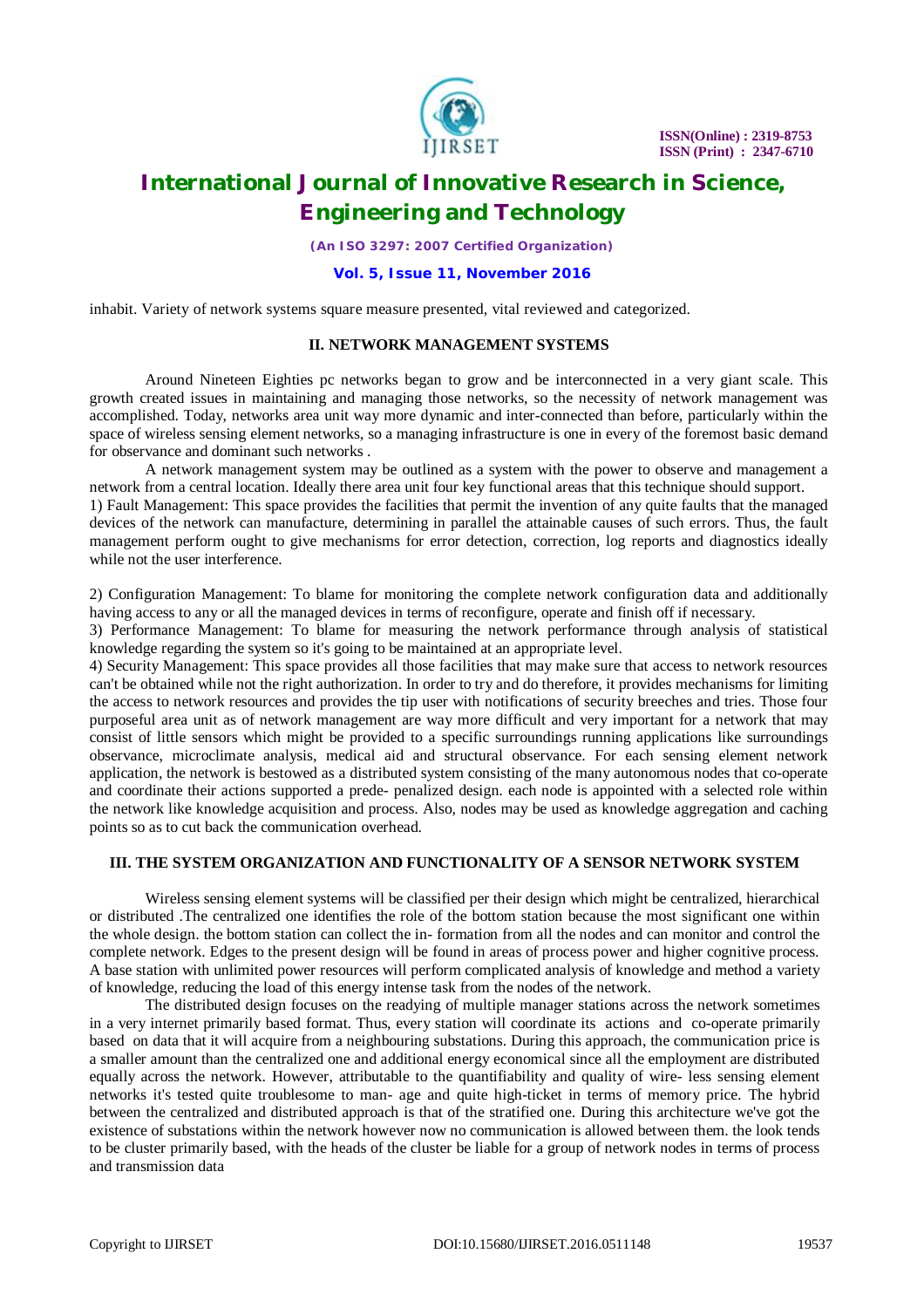inhabit. Variety of network systems square measure presented, vital reviewed and categorized.

## II. NETWORK MANAGEMENT SYSTEMS

Around Nineteen Eighties pc networks began to grow and be interconnected in a very giant scale. This growth created issues in maintaining and managing those networks, so the necessity of network management was accomplished. Today, networks area unit way more dynamic and inter-connected than before, particularly within the space of wireless sensing element networks, so a managing infrastructure is one in every of the foremost basic demand for observance and dominant such networks .

A network management system may be outlined as a system with the power to observe and management a network from a central location. Ideally there area unit four key functional areas that this technique should support.

1) Fault Management: This space provides the facilities that permit the invention of any quite faults that the managed devices of the network can manufacture, determining in parallel the attainable causes of such errors. Thus, the fault management perform ought to give mechanisms for error detection, correction, log reports and diagnostics ideally while not the user interference.

2) Configuration Management: To blame for monitoring the complete network configuration data and additionally having access to any or all the managed devices in terms of reconfigure, operate and finish off if necessary.

3) Performance Management: To blame for measuring the network performance through analysis of statistical knowledge regarding the system so it's going to be maintained at an appropriate level.

4) Security Management: This space provides all those facilities that may make sure that access to network resources can't be obtained while not the right authorization. In order to try and do therefore, it provides mechanisms for limiting the access to network resources and provides the tip user with notifications of security breeches and tries. Those four purposeful area unit as of network management are way more difficult and very important for a network that may consist of little sensors which might be provided to a specific surroundings running applications like surroundings observance, microclimate analysis, medical aid and structural observance. For each sensing element network application, the network is bestowed as a distributed system consisting of the many autonomous nodes that co-operate and coordinate their actions supported a prede- penalized design. each node is appointed with a selected role within the network like knowledge acquisition and process. Also, nodes may be used as knowledge aggregation and caching points so as to cut back the communication overhead.

## III. THE SYSTEM ORGANIZATION AND FUNCTIONALITY OF A SENSOR NETWORK SYSTEM

Wireless sensing element systems will be classified per their design which might be centralized, hierarchical or distributed .The centralized one identifies the role of the bottom station because the most significant one within the whole design. the bottom station can collect the in- formation from all the nodes and can monitor and control the complete network. Edges to the present design will be found in areas of process power and higher cognitive process. A base station with unlimited power resources will perform complicated analysis of knowledge and method a variety of knowledge, reducing the load of this energy intense task from the nodes of the network.

The distributed design focuses on the readying of multiple manager stations across the network sometimes in a very internet primarily based format. Thus, every station will coordinate its actions and co-operate primarily based on data that it will acquire from a neighbouring substations. During this approach, the communication price is a smaller amount than the centralized one and additional energy economical since all the employment are distributed equally across the network. However, attributable to the quantifiability and quality of wire- less sensing element networks it's tested quite troublesome to man- age and quite high-ticket in terms of memory price. The hybrid between the centralized and distributed approach is that of the stratified one. During this architecture we've got the existence of substations within the network however now no communication is allowed between them. the look tends to be cluster primarily based, with the heads of the cluster be liable for a group of network nodes in terms of process and transmission data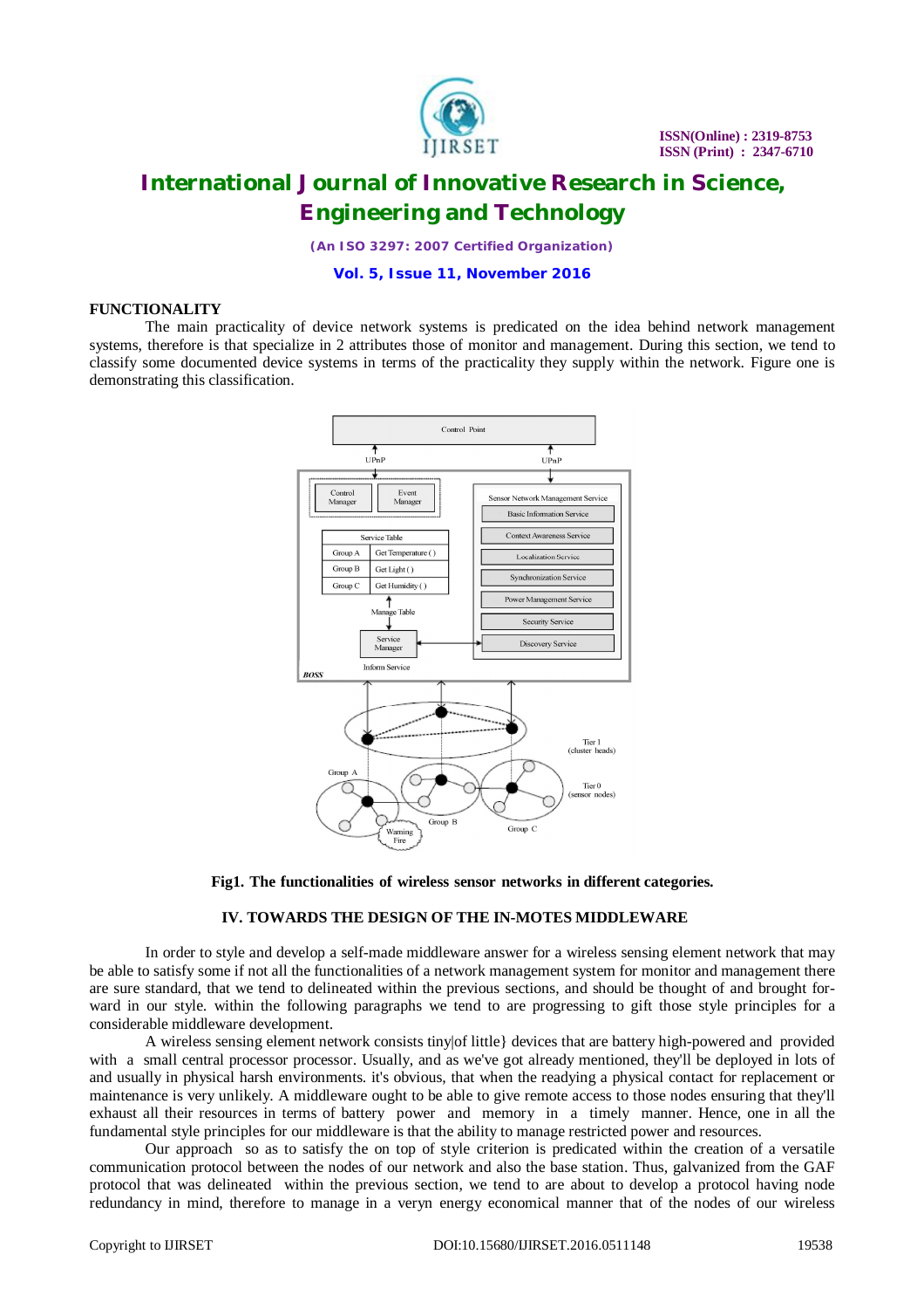## FUNCTIONALITY

The main practicality of device network systems is predicated on the idea behind network management systems, therefore is that specialize in 2 attributes those of monitor and management. During this section, we tend to classify some documented device systems in terms of the practicality they supply within the network. Figure one is demonstrating this classification.

Control Point

UPnP

UPnP

Control Manager

Event Manager

Sensor Network Management Service

Basic Information Service

Service Table

Group A Get Temperature ( )

Group B Get Light ( )

Group C Get Humidity ( )

Context Awareness Service

Localization Service

Synchronization Service

Power Management Service

Manage Table

Security Service

Service Manager

Discovery Service

Inform Service

BOSS

Tier 1 (cluster heads)

Group A

Tier 0 (sensor nodes)

Group B

Group C

Warning Fire

**Fig1. The functionalities of wireless sensor networks in different categories.**

## IV. TOWARDS THE DESIGN OF THE IN-MOTES MIDDLEWARE

In order to style and develop a self-made middleware answer for a wireless sensing element network that may be able to satisfy some if not all the functionalities of a network management system for monitor and management there are sure standard, that we tend to delineated within the previous sections, and should be thought of and brought forward in our style. within the following paragraphs we tend to are progressing to gift those style principles for a considerable middleware development.

A wireless sensing element network consists tiny|of little} devices that are battery high-powered and provided with a small central processor processor. Usually, and as we've got already mentioned, they'll be deployed in lots of and usually in physical harsh environments. it's obvious, that when the readying a physical contact for replacement or maintenance is very unlikely. A middleware ought to be able to give remote access to those nodes ensuring that they'll exhaust all their resources in terms of battery power and memory in a timely manner. Hence, one in all the fundamental style principles for our middleware is that the ability to manage restricted power and resources.

Our approach so as to satisfy the on top of style criterion is predicated within the creation of a versatile communication protocol between the nodes of our network and also the base station. Thus, galvanized from the GAF protocol that was delineated within the previous section, we tend to are about to develop a protocol having node redundancy in mind, therefore to manage in a veryn energy economical manner that of the nodes of our wireless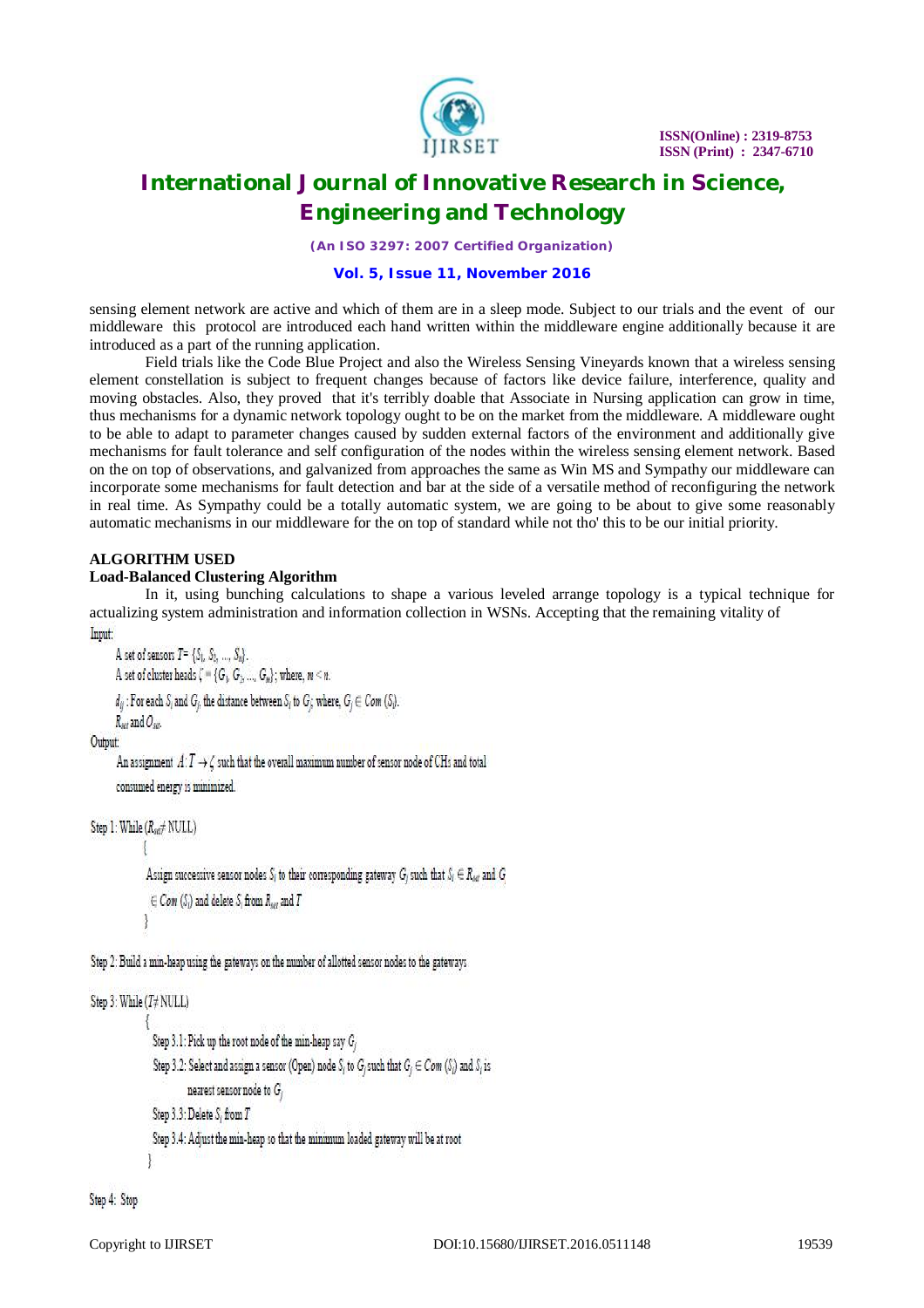sensing element network are active and which of them are in a sleep mode. Subject to our trials and the event of our middleware this protocol are introduced each hand written within the middleware engine additionally because it are introduced as a part of the running application.

Field trials like the Code Blue Project and also the Wireless Sensing Vineyards known that a wireless sensing element constellation is subject to frequent changes because of factors like device failure, interference, quality and moving obstacles. Also, they proved that it's terribly doable that Associate in Nursing application can grow in time, thus mechanisms for a dynamic network topology ought to be on the market from the middleware. A middleware ought to be able to adapt to parameter changes caused by sudden external factors of the environment and additionally give mechanisms for fault tolerance and self configuration of the nodes within the wireless sensing element network. Based on the on top of observations, and galvanized from approaches the same as Win MS and Sympathy our middleware can incorporate some mechanisms for fault detection and bar at the side of a versatile method of reconfiguring the network in real time. As Sympathy could be a totally automatic system, we are going to be about to give some reasonably automatic mechanisms in our middleware for the on top of standard while not tho' this to be our initial priority.

## ALGORITHM USED

### Load-Balanced Clustering Algorithm

In it, using bunching calculations to shape a various leveled arrange topology is a typical technique for actualizing system administration and information collection in WSNs. Accepting that the remaining vitality of

Input:

A set of sensors $T = \{S_1, S_2, \ldots, S_n\}$.

A set of cluster heads $\zeta = \{G_1, G_2, \ldots, G_m\}$; where, $m < n$.

$d_{ij}$ : For each $S_i$ and $G_j$, the distance between $S_i$ to $G_j$; where, $G_j \in Com\,(S_i)$.

$R_{set}$ and $O_{set}$.

Output:

An assignment $A: T \rightarrow \zeta$ such that the overall maximum number of sensor node of CHs and total consumed energy is minimized.

Step 1: While ($R_{set} \neq$ NULL)

{

Assign successive sensor nodes $S_i$ to their corresponding gateway $G_j$ such that $S_i \in R_{set}$ and $G_j \in Com\,(S_i)$ and delete $S_i$ from $R_{set}$ and $T$

}

Step 2: Build a min-heap using the gateways on the number of allotted sensor nodes to the gateways

Step 3: While ($T \neq$ NULL)

{

Step 3.1: Pick up the root node of the min-heap say $G_j$

Step 3.2: Select and assign a sensor (Open) node $S_i$ to $G_j$ such that $G_j \in Com\,(S_i)$ and $S_i$ is nearest sensor node to $G_j$

Step 3.3: Delete $S_i$ from $T$

Step 3.4: Adjust the min-heap so that the minimum loaded gateway will be at root

}

Step 4: Stop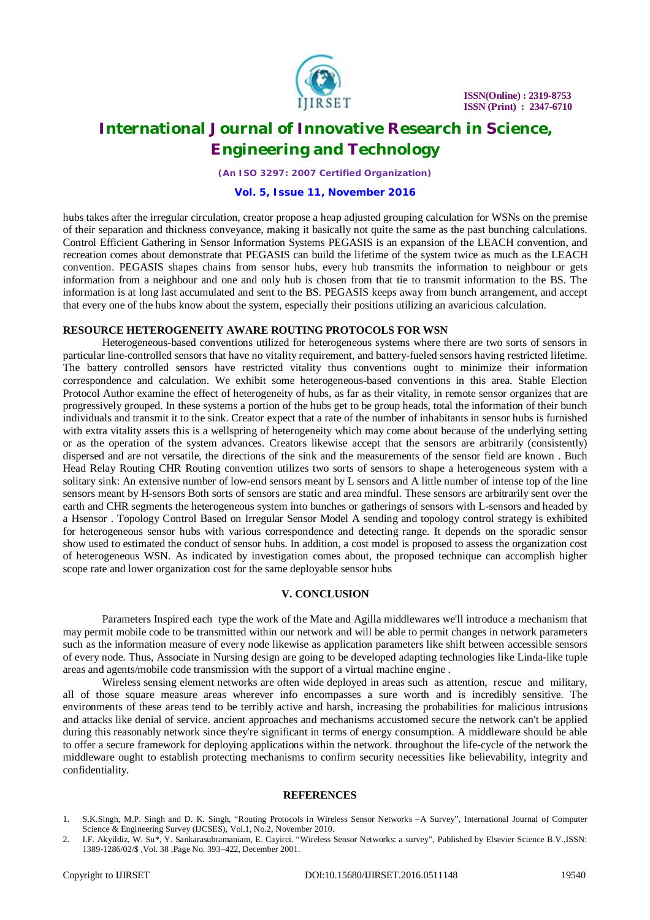hubs takes after the irregular circulation, creator propose a heap adjusted grouping calculation for WSNs on the premise of their separation and thickness conveyance, making it basically not quite the same as the past bunching calculations. Control Efficient Gathering in Sensor Information Systems PEGASIS is an expansion of the LEACH convention, and recreation comes about demonstrate that PEGASIS can build the lifetime of the system twice as much as the LEACH convention. PEGASIS shapes chains from sensor hubs, every hub transmits the information to neighbour or gets information from a neighbour and one and only hub is chosen from that tie to transmit information to the BS. The information is at long last accumulated and sent to the BS. PEGASIS keeps away from bunch arrangement, and accept that every one of the hubs know about the system, especially their positions utilizing an avaricious calculation.

**RESOURCE HETEROGENEITY AWARE ROUTING PROTOCOLS FOR WSN**

Heterogeneous-based conventions utilized for heterogeneous systems where there are two sorts of sensors in particular line-controlled sensors that have no vitality requirement, and battery-fueled sensors having restricted lifetime. The battery controlled sensors have restricted vitality thus conventions ought to minimize their information correspondence and calculation. We exhibit some heterogeneous-based conventions in this area. Stable Election Protocol Author examine the effect of heterogeneity of hubs, as far as their vitality, in remote sensor organizes that are progressively grouped. In these systems a portion of the hubs get to be group heads, total the information of their bunch individuals and transmit it to the sink. Creator expect that a rate of the number of inhabitants in sensor hubs is furnished with extra vitality assets this is a wellspring of heterogeneity which may come about because of the underlying setting or as the operation of the system advances. Creators likewise accept that the sensors are arbitrarily (consistently) dispersed and are not versatile, the directions of the sink and the measurements of the sensor field are known . Buch Head Relay Routing CHR Routing convention utilizes two sorts of sensors to shape a heterogeneous system with a solitary sink: An extensive number of low-end sensors meant by L sensors and A little number of intense top of the line sensors meant by H-sensors Both sorts of sensors are static and area mindful. These sensors are arbitrarily sent over the earth and CHR segments the heterogeneous system into bunches or gatherings of sensors with L-sensors and headed by a Hsensor . Topology Control Based on Irregular Sensor Model A sending and topology control strategy is exhibited for heterogeneous sensor hubs with various correspondence and detecting range. It depends on the sporadic sensor show used to estimated the conduct of sensor hubs. In addition, a cost model is proposed to assess the organization cost of heterogeneous WSN. As indicated by investigation comes about, the proposed technique can accomplish higher scope rate and lower organization cost for the same deployable sensor hubs

## V. CONCLUSION

Parameters Inspired each type the work of the Mate and Agilla middlewares we'll introduce a mechanism that may permit mobile code to be transmitted within our network and will be able to permit changes in network parameters such as the information measure of every node likewise as application parameters like shift between accessible sensors of every node. Thus, Associate in Nursing design are going to be developed adapting technologies like Linda-like tuple areas and agents/mobile code transmission with the support of a virtual machine engine .

Wireless sensing element networks are often wide deployed in areas such as attention, rescue and military, all of those square measure areas wherever info encompasses a sure worth and is incredibly sensitive. The environments of these areas tend to be terribly active and harsh, increasing the probabilities for malicious intrusions and attacks like denial of service. ancient approaches and mechanisms accustomed secure the network can't be applied during this reasonably network since they're significant in terms of energy consumption. A middleware should be able to offer a secure framework for deploying applications within the network. throughout the life-cycle of the network the middleware ought to establish protecting mechanisms to confirm security necessities like believability, integrity and confidentiality.

## REFERENCES

1. S.K.Singh, M.P. Singh and D. K. Singh, "Routing Protocols in Wireless Sensor Networks –A Survey", International Journal of Computer Science & Engineering Survey (IJCSES), Vol.1, No.2, November 2010.
2. I.F. Akyildiz, W. Su*, Y. Sankarasubramaniam, E. Cayirci. "Wireless Sensor Networks: a survey", Published by Elsevier Science B.V.,ISSN: 1389-1286/02/$ ,Vol. 38 ,Page No. 393–422, December 2001.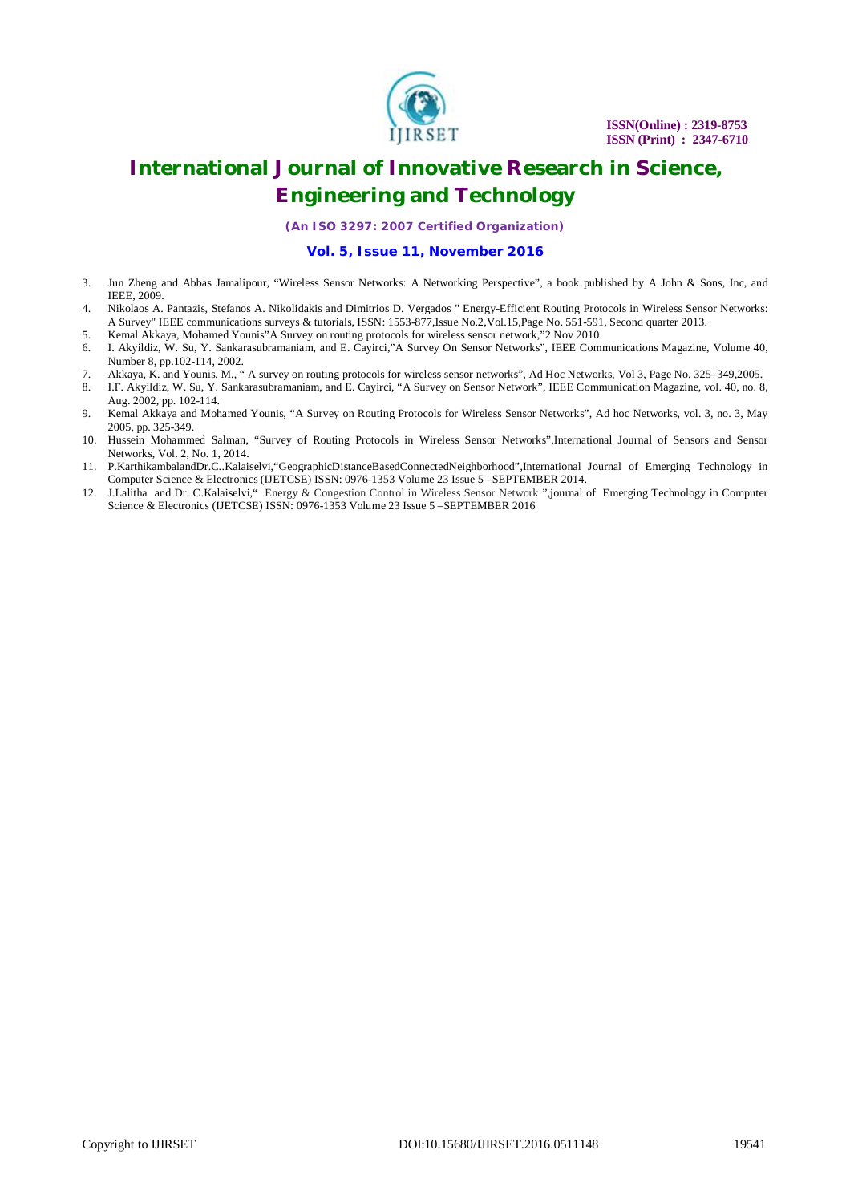3. Jun Zheng and Abbas Jamalipour, "Wireless Sensor Networks: A Networking Perspective", a book published by A John & Sons, Inc, and IEEE, 2009.
4. Nikolaos A. Pantazis, Stefanos A. Nikolidakis and Dimitrios D. Vergados " Energy-Efficient Routing Protocols in Wireless Sensor Networks: A Survey" IEEE communications surveys & tutorials, ISSN: 1553-877,Issue No.2,Vol.15,Page No. 551-591, Second quarter 2013.
5. Kemal Akkaya, Mohamed Younis"A Survey on routing protocols for wireless sensor network,"2 Nov 2010.
6. I. Akyildiz, W. Su, Y. Sankarasubramaniam, and E. Cayirci,"A Survey On Sensor Networks", IEEE Communications Magazine, Volume 40, Number 8, pp.102-114, 2002.
7. Akkaya, K. and Younis, M., " A survey on routing protocols for wireless sensor networks", Ad Hoc Networks, Vol 3, Page No. 325–349,2005.
8. I.F. Akyildiz, W. Su, Y. Sankarasubramaniam, and E. Cayirci, "A Survey on Sensor Network", IEEE Communication Magazine, vol. 40, no. 8, Aug. 2002, pp. 102-114.
9. Kemal Akkaya and Mohamed Younis, "A Survey on Routing Protocols for Wireless Sensor Networks", Ad hoc Networks, vol. 3, no. 3, May 2005, pp. 325-349.
10. Hussein Mohammed Salman, "Survey of Routing Protocols in Wireless Sensor Networks",International Journal of Sensors and Sensor Networks, Vol. 2, No. 1, 2014.
11. P.KarthikambalandDr.C..Kalaiselvi,"GeographicDistanceBasedConnectedNeighborhood",International Journal of Emerging Technology in Computer Science & Electronics (IJETCSE) ISSN: 0976-1353 Volume 23 Issue 5 –SEPTEMBER 2014.
12. J.Lalitha and Dr. C.Kalaiselvi," Energy & Congestion Control in Wireless Sensor Network ",journal of Emerging Technology in Computer Science & Electronics (IJETCSE) ISSN: 0976-1353 Volume 23 Issue 5 –SEPTEMBER 2016